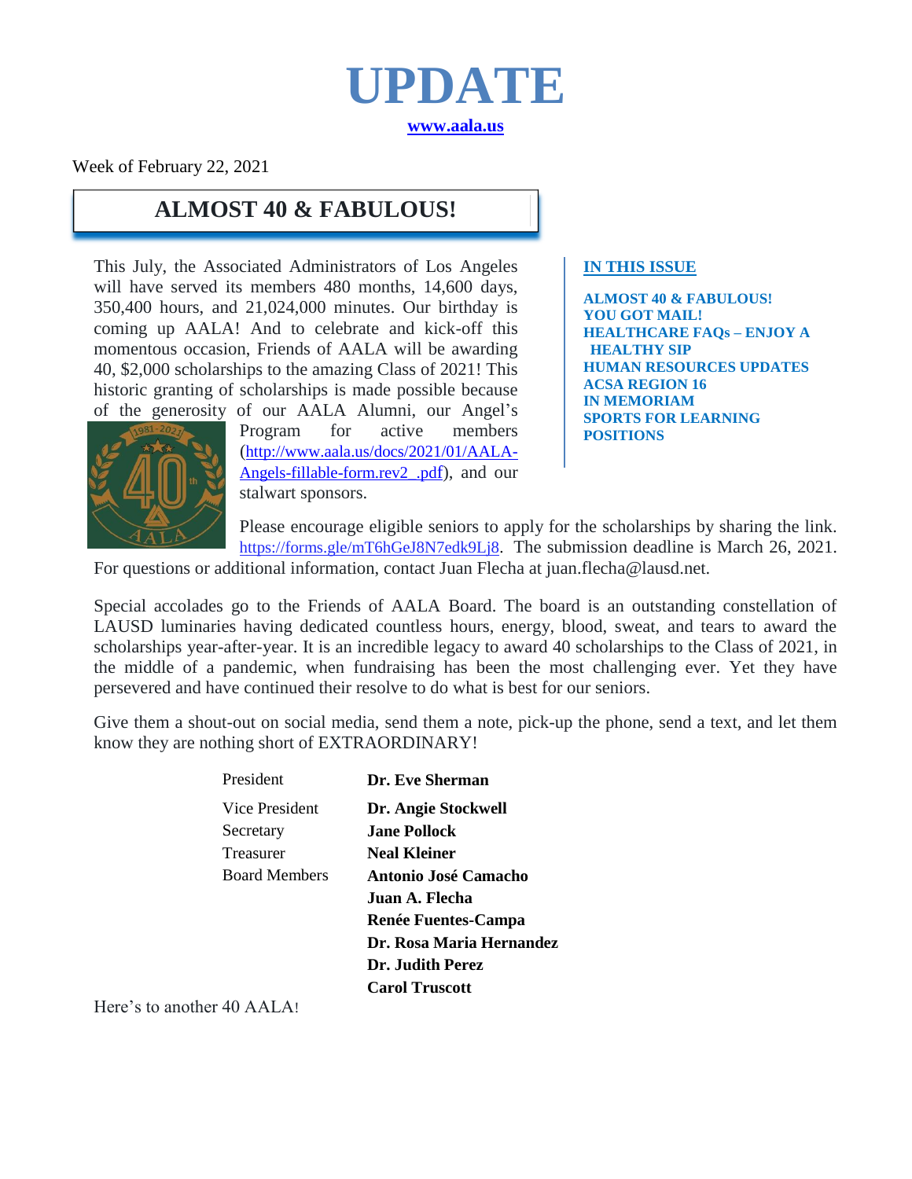# UPDATE

**[www.aala.us](http://www.aala.us)**

Week of February 22, 2021

## ALMOST 40 & FABULOUS!

**[IN THIS ISSUE](#)**

**ALMOST 40 & FABULOUS!**
**YOU GOT MAIL!**
**HEALTHCARE FAQs – ENJOY A HEALTHY SIP**
**HUMAN RESOURCES UPDATES**
**ACSA REGION 16**
**IN MEMORIAM**
**SPORTS FOR LEARNING**
**POSITIONS**

This July, the Associated Administrators of Los Angeles will have served its members 480 months, 14,600 days, 350,400 hours, and 21,024,000 minutes. Our birthday is coming up AALA! And to celebrate and kick-off this momentous occasion, Friends of AALA will be awarding 40, $2,000 scholarships to the amazing Class of 2021! This historic granting of scholarships is made possible because of the generosity of our AALA Alumni, our Angel's Program for active members ([http://www.aala.us/docs/2021/01/AALA-Angels-fillable-form.rev2_.pdf](http://www.aala.us/docs/2021/01/AALA-Angels-fillable-form.rev2_.pdf)), and our stalwart sponsors.

Please encourage eligible seniors to apply for the scholarships by sharing the link. [https://forms.gle/mT6hGeJ8N7edk9Lj8](https://forms.gle/mT6hGeJ8N7edk9Lj8). The submission deadline is March 26, 2021. For questions or additional information, contact Juan Flecha at juan.flecha@lausd.net.

Special accolades go to the Friends of AALA Board. The board is an outstanding constellation of LAUSD luminaries having dedicated countless hours, energy, blood, sweat, and tears to award the scholarships year-after-year. It is an incredible legacy to award 40 scholarships to the Class of 2021, in the middle of a pandemic, when fundraising has been the most challenging ever. Yet they have persevered and have continued their resolve to do what is best for our seniors.

Give them a shout-out on social media, send them a note, pick-up the phone, send a text, and let them know they are nothing short of EXTRAORDINARY!

| | |
|---|---|
| President | **Dr. Eve Sherman** |
| Vice President | **Dr. Angie Stockwell** |
| Secretary | **Jane Pollock** |
| Treasurer | **Neal Kleiner** |
| Board Members | **Antonio José Camacho** |
| | **Juan A. Flecha** |
| | **Renée Fuentes-Campa** |
| | **Dr. Rosa Maria Hernandez** |
| | **Dr. Judith Perez** |
| | **Carol Truscott** |

Here's to another 40 AALA!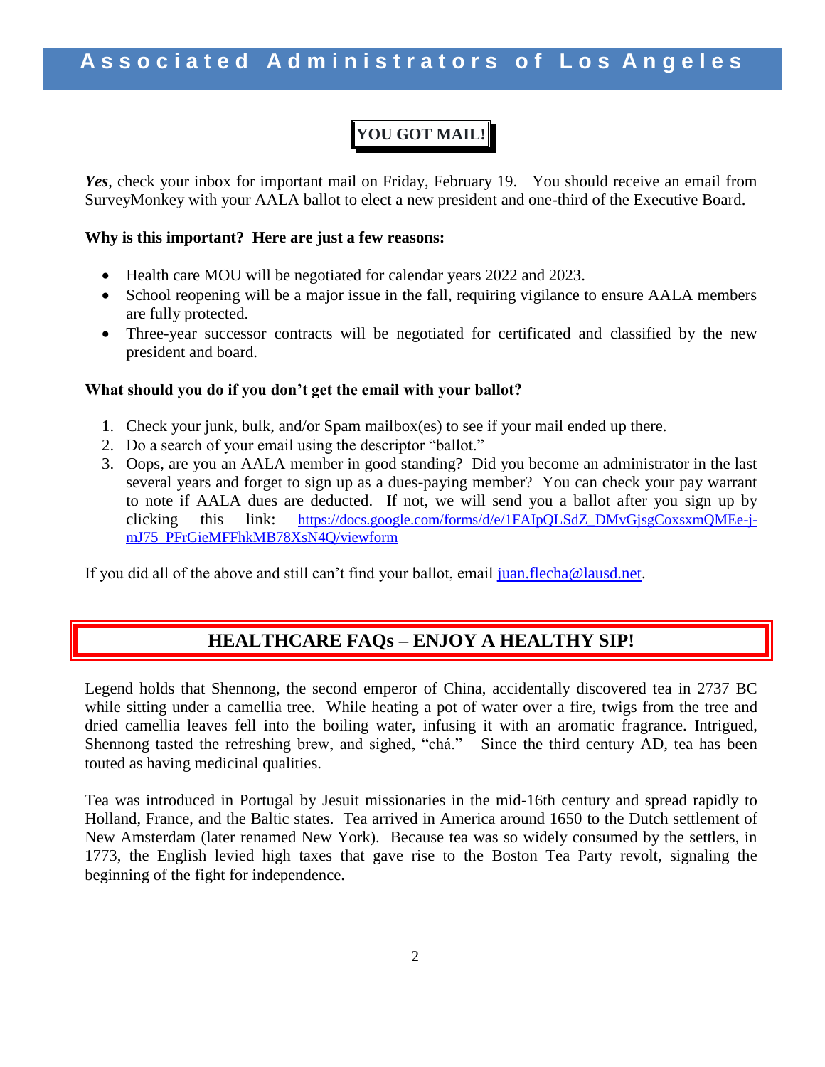## YOU GOT MAIL!

***Yes***, check your inbox for important mail on Friday, February 19. You should receive an email from SurveyMonkey with your AALA ballot to elect a new president and one-third of the Executive Board.

**Why is this important? Here are just a few reasons:**

- Health care MOU will be negotiated for calendar years 2022 and 2023.
- School reopening will be a major issue in the fall, requiring vigilance to ensure AALA members are fully protected.
- Three-year successor contracts will be negotiated for certificated and classified by the new president and board.

**What should you do if you don't get the email with your ballot?**

1. Check your junk, bulk, and/or Spam mailbox(es) to see if your mail ended up there.
2. Do a search of your email using the descriptor "ballot."
3. Oops, are you an AALA member in good standing? Did you become an administrator in the last several years and forget to sign up as a dues-paying member? You can check your pay warrant to note if AALA dues are deducted. If not, we will send you a ballot after you sign up by clicking this link: https://docs.google.com/forms/d/e/1FAIpQLSdZ_DMvGjsgCoxsxmQMEe-j-mJ75_PFrGieMFFhkMB78XsN4Q/viewform

If you did all of the above and still can't find your ballot, email juan.flecha@lausd.net.

## HEALTHCARE FAQs – ENJOY A HEALTHY SIP!

Legend holds that Shennong, the second emperor of China, accidentally discovered tea in 2737 BC while sitting under a camellia tree. While heating a pot of water over a fire, twigs from the tree and dried camellia leaves fell into the boiling water, infusing it with an aromatic fragrance. Intrigued, Shennong tasted the refreshing brew, and sighed, "chá." Since the third century AD, tea has been touted as having medicinal qualities.

Tea was introduced in Portugal by Jesuit missionaries in the mid-16th century and spread rapidly to Holland, France, and the Baltic states. Tea arrived in America around 1650 to the Dutch settlement of New Amsterdam (later renamed New York). Because tea was so widely consumed by the settlers, in 1773, the English levied high taxes that gave rise to the Boston Tea Party revolt, signaling the beginning of the fight for independence.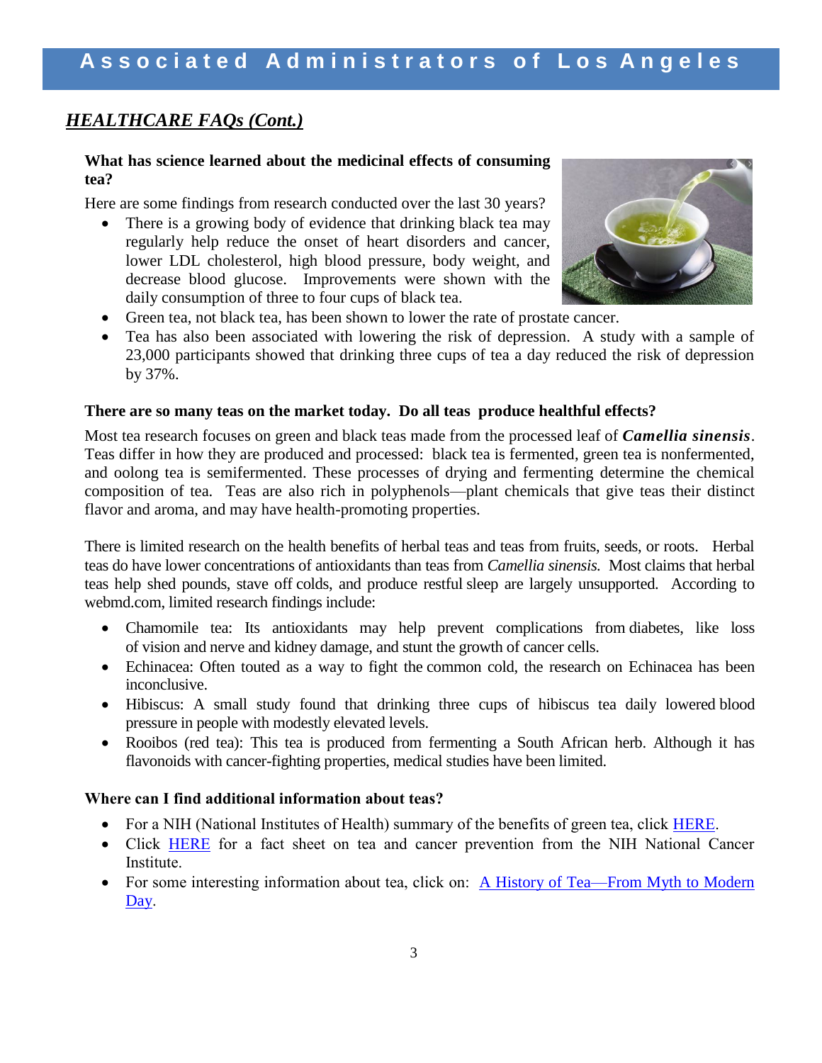## *HEALTHCARE FAQs (Cont.)*

**What has science learned about the medicinal effects of consuming tea?**

Here are some findings from research conducted over the last 30 years?

- There is a growing body of evidence that drinking black tea may regularly help reduce the onset of heart disorders and cancer, lower LDL cholesterol, high blood pressure, body weight, and decrease blood glucose. Improvements were shown with the daily consumption of three to four cups of black tea.
- Green tea, not black tea, has been shown to lower the rate of prostate cancer.
- Tea has also been associated with lowering the risk of depression. A study with a sample of 23,000 participants showed that drinking three cups of tea a day reduced the risk of depression by 37%.

**There are so many teas on the market today. Do all teas produce healthful effects?**

Most tea research focuses on green and black teas made from the processed leaf of ***Camellia sinensis***. Teas differ in how they are produced and processed: black tea is fermented, green tea is nonfermented, and oolong tea is semifermented. These processes of drying and fermenting determine the chemical composition of tea. Teas are also rich in polyphenols—plant chemicals that give teas their distinct flavor and aroma, and may have health-promoting properties.

There is limited research on the health benefits of herbal teas and teas from fruits, seeds, or roots. Herbal teas do have lower concentrations of antioxidants than teas from *Camellia sinensis.* Most claims that herbal teas help shed pounds, stave off colds, and produce restful sleep are largely unsupported. According to webmd.com, limited research findings include:

- Chamomile tea: Its antioxidants may help prevent complications from diabetes, like loss of vision and nerve and kidney damage, and stunt the growth of cancer cells.
- Echinacea: Often touted as a way to fight the common cold, the research on Echinacea has been inconclusive.
- Hibiscus: A small study found that drinking three cups of hibiscus tea daily lowered blood pressure in people with modestly elevated levels.
- Rooibos (red tea): This tea is produced from fermenting a South African herb. Although it has flavonoids with cancer-fighting properties, medical studies have been limited.

**Where can I find additional information about teas?**

- For a NIH (National Institutes of Health) summary of the benefits of green tea, click HERE.
- Click HERE for a fact sheet on tea and cancer prevention from the NIH National Cancer Institute.
- For some interesting information about tea, click on: A History of Tea—From Myth to Modern Day.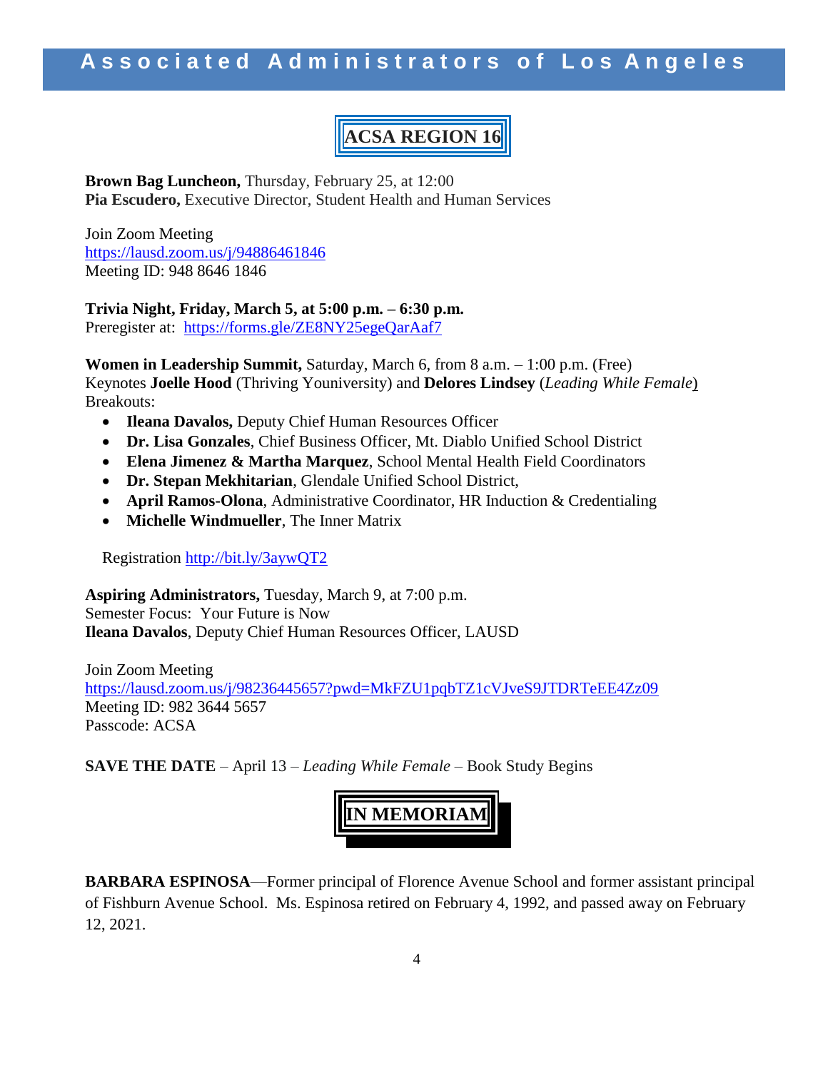## ACSA REGION 16

**Brown Bag Luncheon,** Thursday, February 25, at 12:00
**Pia Escudero,** Executive Director, Student Health and Human Services

Join Zoom Meeting
https://lausd.zoom.us/j/94886461846
Meeting ID: 948 8646 1846

**Trivia Night, Friday, March 5, at 5:00 p.m. – 6:30 p.m.**
Preregister at: https://forms.gle/ZE8NY25egeQarAaf7

**Women in Leadership Summit,** Saturday, March 6, from 8 a.m. – 1:00 p.m. (Free)
Keynotes **Joelle Hood** (Thriving Youniversity) and **Delores Lindsey** (*Leading While Female*)
Breakouts:

- **Ileana Davalos,** Deputy Chief Human Resources Officer
- **Dr. Lisa Gonzales**, Chief Business Officer, Mt. Diablo Unified School District
- **Elena Jimenez & Martha Marquez**, School Mental Health Field Coordinators
- **Dr. Stepan Mekhitarian**, Glendale Unified School District,
- **April Ramos-Olona**, Administrative Coordinator, HR Induction & Credentialing
- **Michelle Windmueller**, The Inner Matrix

Registration http://bit.ly/3aywQT2

**Aspiring Administrators,** Tuesday, March 9, at 7:00 p.m.
Semester Focus: Your Future is Now
**Ileana Davalos**, Deputy Chief Human Resources Officer, LAUSD

Join Zoom Meeting
https://lausd.zoom.us/j/98236445657?pwd=MkFZU1pqbTZ1cVJveS9JTDRTeEE4Zz09
Meeting ID: 982 3644 5657
Passcode: ACSA

**SAVE THE DATE** – April 13 – *Leading While Female* – Book Study Begins

## IN MEMORIAM

**BARBARA ESPINOSA**—Former principal of Florence Avenue School and former assistant principal of Fishburn Avenue School. Ms. Espinosa retired on February 4, 1992, and passed away on February 12, 2021.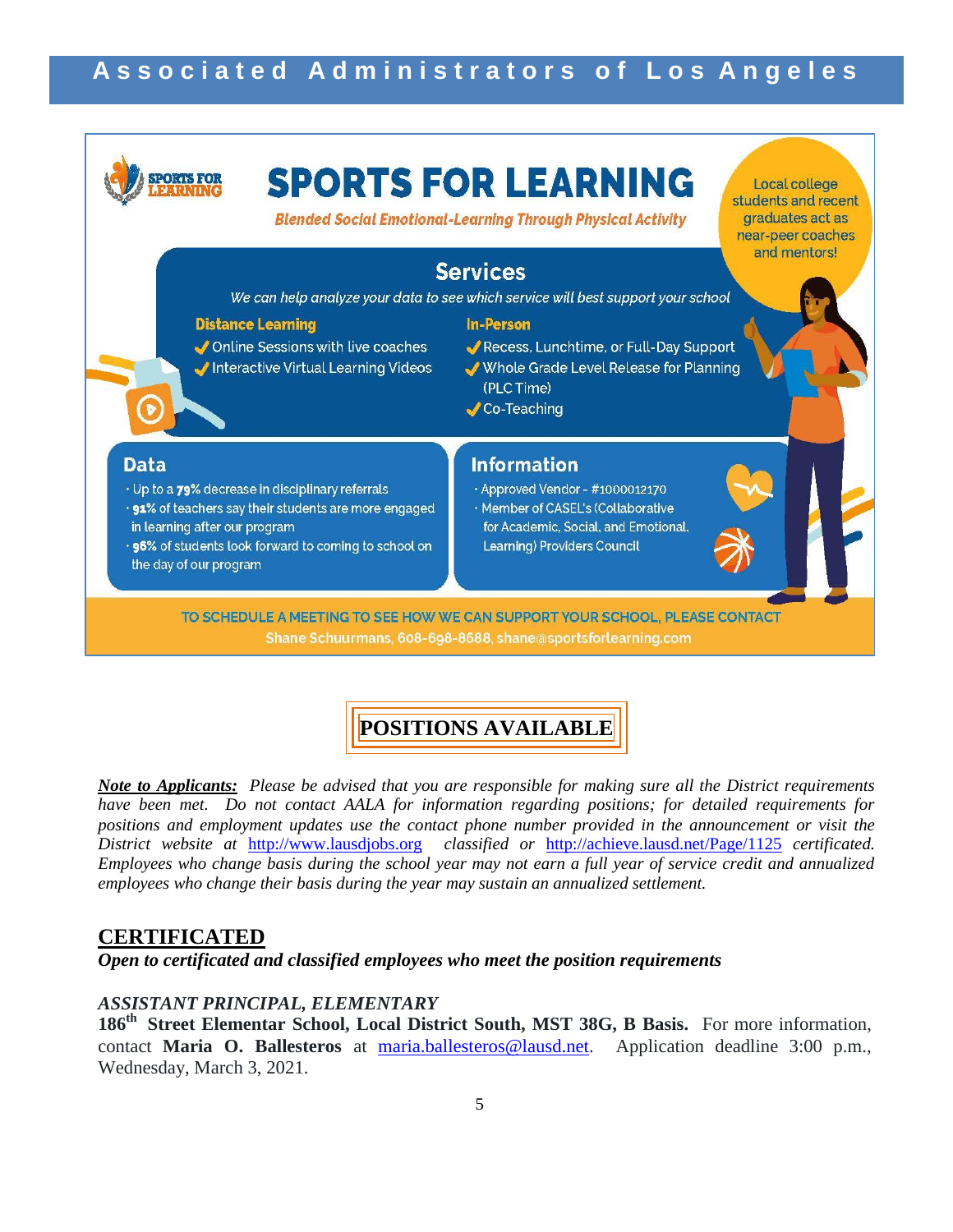# SPORTS FOR LEARNING

*Blended Social Emotional-Learning Through Physical Activity*

Local college students and recent graduates act as near-peer coaches and mentors!

## Services

*We can help analyze your data to see which service will best support your school*

**Distance Learning**

- Online Sessions with live coaches
- Interactive Virtual Learning Videos

**In-Person**

- Recess, Lunchtime, or Full-Day Support
- Whole Grade Level Release for Planning (PLC Time)
- Co-Teaching

## Data

- Up to a **79%** decrease in disciplinary referrals
- **91%** of teachers say their students are more engaged in learning after our program
- **96%** of students look forward to coming to school on the day of our program

## Information

- Approved Vendor - #1000012170
- Member of CASEL's (Collaborative for Academic, Social, and Emotional, Learning) Providers Council

TO SCHEDULE A MEETING TO SEE HOW WE CAN SUPPORT YOUR SCHOOL, PLEASE CONTACT
Shane Schuurmans, 608-698-8688, shane@sportsforlearning.com

# POSITIONS AVAILABLE

***Note to Applicants:*** *Please be advised that you are responsible for making sure all the District requirements have been met. Do not contact AALA for information regarding positions; for detailed requirements for positions and employment updates use the contact phone number provided in the announcement or visit the District website at* http://www.lausdjobs.org *classified or* http://achieve.lausd.net/Page/1125 *certificated. Employees who change basis during the school year may not earn a full year of service credit and annualized employees who change their basis during the year may sustain an annualized settlement.*

## CERTIFICATED

***Open to certificated and classified employees who meet the position requirements***

### *ASSISTANT PRINCIPAL, ELEMENTARY*

**186th Street Elementar School, Local District South, MST 38G, B Basis.** For more information, contact **Maria O. Ballesteros** at maria.ballesteros@lausd.net. Application deadline 3:00 p.m., Wednesday, March 3, 2021.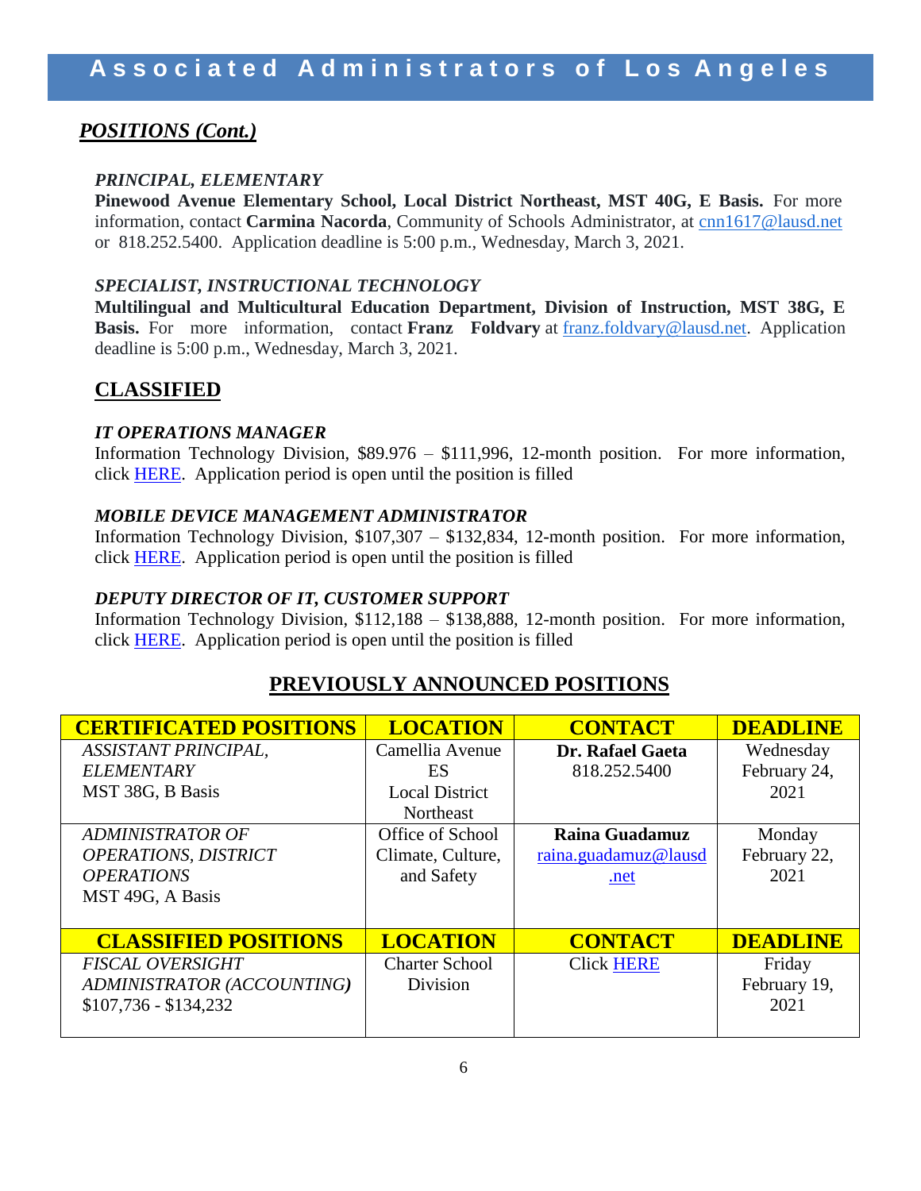## *POSITIONS (Cont.)*

*PRINCIPAL, ELEMENTARY*

**Pinewood Avenue Elementary School, Local District Northeast, MST 40G, E Basis.** For more information, contact **Carmina Nacorda**, Community of Schools Administrator, at cnn1617@lausd.net or 818.252.5400. Application deadline is 5:00 p.m., Wednesday, March 3, 2021.

*SPECIALIST, INSTRUCTIONAL TECHNOLOGY*

**Multilingual and Multicultural Education Department, Division of Instruction, MST 38G, E Basis.** For more information, contact **Franz Foldvary** at franz.foldvary@lausd.net. Application deadline is 5:00 p.m., Wednesday, March 3, 2021.

## CLASSIFIED

*IT OPERATIONS MANAGER*

Information Technology Division, $89.976 – $111,996, 12-month position. For more information, click HERE. Application period is open until the position is filled

*MOBILE DEVICE MANAGEMENT ADMINISTRATOR*

Information Technology Division, $107,307 – $132,834, 12-month position. For more information, click HERE. Application period is open until the position is filled

*DEPUTY DIRECTOR OF IT, CUSTOMER SUPPORT*

Information Technology Division, $112,188 – $138,888, 12-month position. For more information, click HERE. Application period is open until the position is filled

## PREVIOUSLY ANNOUNCED POSITIONS

| CERTIFICATED POSITIONS | LOCATION | CONTACT | DEADLINE |
|---|---|---|---|
| *ASSISTANT PRINCIPAL, ELEMENTARY* MST 38G, B Basis | Camellia Avenue ES Local District Northeast | **Dr. Rafael Gaeta** 818.252.5400 | Wednesday February 24, 2021 |
| *ADMINISTRATOR OF OPERATIONS, DISTRICT OPERATIONS* MST 49G, A Basis | Office of School Climate, Culture, and Safety | **Raina Guadamuz** raina.guadamuz@lausd.net | Monday February 22, 2021 |
| **CLASSIFIED POSITIONS** | **LOCATION** | **CONTACT** | **DEADLINE** |
| *FISCAL OVERSIGHT ADMINISTRATOR (ACCOUNTING)* $107,736 - $134,232 | Charter School Division | Click HERE | Friday February 19, 2021 |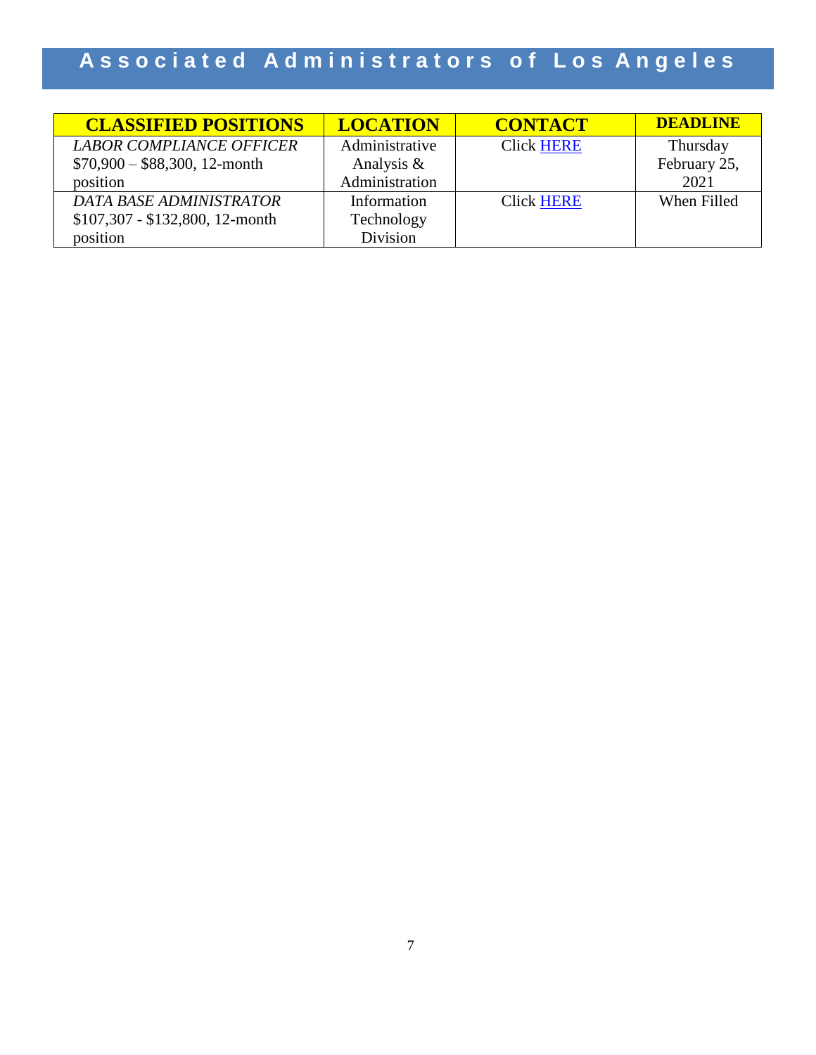# Associated Administrators of Los Angeles

| CLASSIFIED POSITIONS | LOCATION | CONTACT | DEADLINE |
| --- | --- | --- | --- |
| *LABOR COMPLIANCE OFFICER* $70,900 – $88,300, 12-month position | Administrative Analysis & Administration | Click HERE | Thursday February 25, 2021 |
| *DATA BASE ADMINISTRATOR* $107,307 - $132,800, 12-month position | Information Technology Division | Click HERE | When Filled |